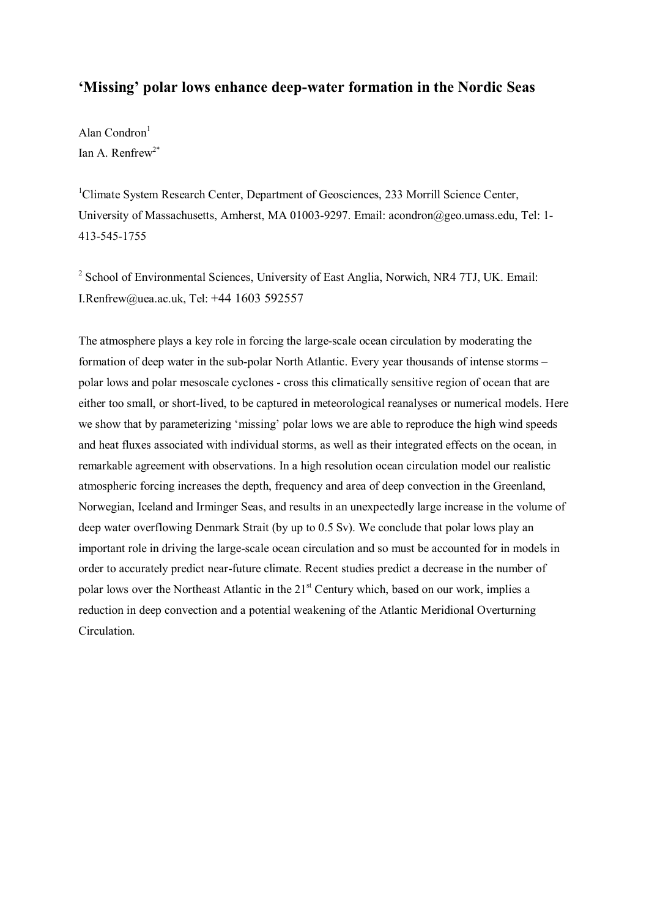# 'Missing' polar lows enhance deep-water formation in the Nordic Seas

Alan Condron[1]
Ian A. Renfrew[2*]

[1]Climate System Research Center, Department of Geosciences, 233 Morrill Science Center, University of Massachusetts, Amherst, MA 01003-9297. Email: acondron@geo.umass.edu, Tel: 1-413-545-1755

[2] School of Environmental Sciences, University of East Anglia, Norwich, NR4 7TJ, UK. Email: I.Renfrew@uea.ac.uk, Tel: +44 1603 592557

The atmosphere plays a key role in forcing the large-scale ocean circulation by moderating the formation of deep water in the sub-polar North Atlantic. Every year thousands of intense storms – polar lows and polar mesoscale cyclones - cross this climatically sensitive region of ocean that are either too small, or short-lived, to be captured in meteorological reanalyses or numerical models. Here we show that by parameterizing 'missing' polar lows we are able to reproduce the high wind speeds and heat fluxes associated with individual storms, as well as their integrated effects on the ocean, in remarkable agreement with observations. In a high resolution ocean circulation model our realistic atmospheric forcing increases the depth, frequency and area of deep convection in the Greenland, Norwegian, Iceland and Irminger Seas, and results in an unexpectedly large increase in the volume of deep water overflowing Denmark Strait (by up to 0.5 Sv). We conclude that polar lows play an important role in driving the large-scale ocean circulation and so must be accounted for in models in order to accurately predict near-future climate. Recent studies predict a decrease in the number of polar lows over the Northeast Atlantic in the 21st Century which, based on our work, implies a reduction in deep convection and a potential weakening of the Atlantic Meridional Overturning Circulation.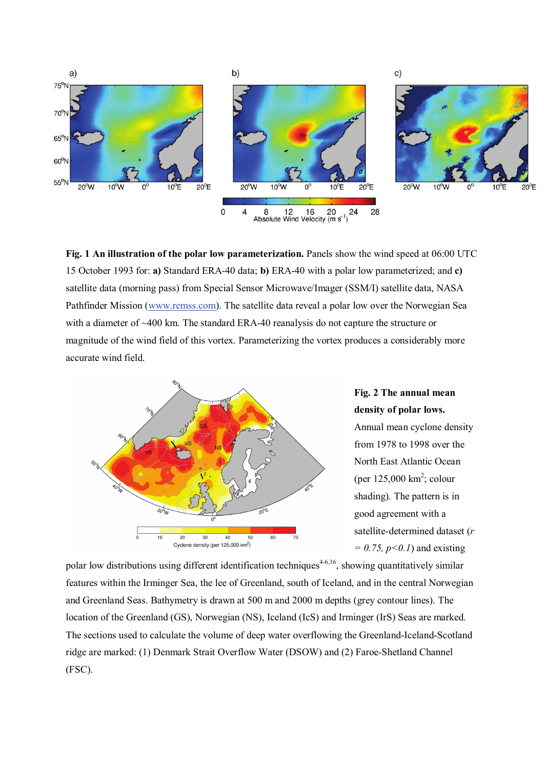a)

75°N
70°N
65°N
60°N
55°N
20°W 10°W 0° 10°E 20°E

b)

20°W 10°W 0° 10°E 20°E

c)

20°W 10°W 0° 10°E 20°E

0 4 8 12 16 20 24 28
Absolute Wind Velocity (m s$^{-1}$)

**Fig. 1 An illustration of the polar low parameterization.** Panels show the wind speed at 06:00 UTC 15 October 1993 for: **a)** Standard ERA-40 data; **b)** ERA-40 with a polar low parameterized; and **c)** satellite data (morning pass) from Special Sensor Microwave/Imager (SSM/I) satellite data, NASA Pathfinder Mission (www.remss.com). The satellite data reveal a polar low over the Norwegian Sea with a diameter of ~400 km. The standard ERA-40 reanalysis do not capture the structure or magnitude of the wind field of this vortex. Parameterizing the vortex produces a considerably more accurate wind field.

80°N
70°N
60°N
50°N
40°W
20°W
0°
20°E
40°E
GS
IcS
IrS
NS
1
2

0 10 20 30 40 50 60 70
Cyclone density (per 125,000 km$^2$)

**Fig. 2 The annual mean density of polar lows.** Annual mean cyclone density from 1978 to 1998 over the North East Atlantic Ocean (per 125,000 km$^2$; colour shading). The pattern is in good agreement with a satellite-determined dataset ($r = 0.75$, $p<0.1$) and existing polar low distributions using different identification techniques[4-6,16], showing quantitatively similar features within the Irminger Sea, the lee of Greenland, south of Iceland, and in the central Norwegian and Greenland Seas. Bathymetry is drawn at 500 m and 2000 m depths (grey contour lines). The location of the Greenland (GS), Norwegian (NS), Iceland (IcS) and Irminger (IrS) Seas are marked. The sections used to calculate the volume of deep water overflowing the Greenland-Iceland-Scotland ridge are marked: (1) Denmark Strait Overflow Water (DSOW) and (2) Faroe-Shetland Channel (FSC).